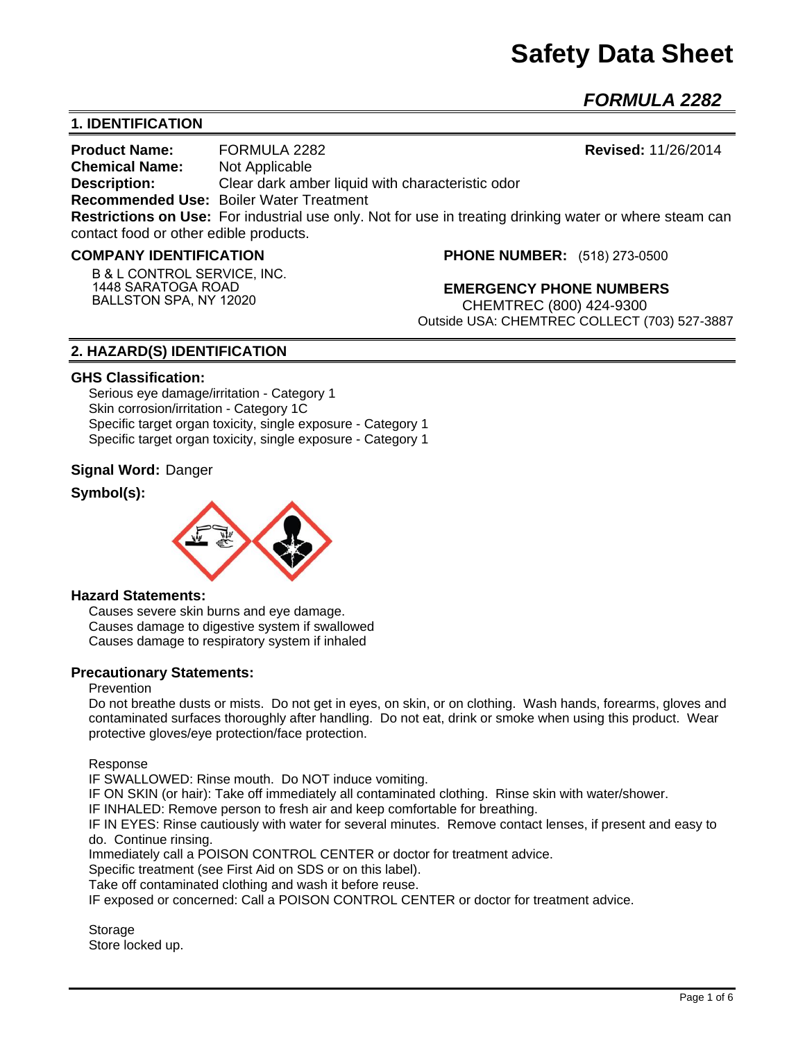# Safety Data Sheet

## *FORMULA 2282*

## 1. IDENTIFICATION

**Product Name:** FORMULA 2282 **Revised:** 11/26/2014
**Chemical Name:** Not Applicable
**Description:** Clear dark amber liquid with characteristic odor
**Recommended Use:** Boiler Water Treatment
**Restrictions on Use:** For industrial use only. Not for use in treating drinking water or where steam can contact food or other edible products.

**COMPANY IDENTIFICATION**

B & L CONTROL SERVICE, INC.
1448 SARATOGA ROAD
BALLSTON SPA, NY 12020

**PHONE NUMBER:** (518) 273-0500

**EMERGENCY PHONE NUMBERS**
CHEMTREC (800) 424-9300
Outside USA: CHEMTREC COLLECT (703) 527-3887

## 2. HAZARD(S) IDENTIFICATION

**GHS Classification:**

Serious eye damage/irritation - Category 1
Skin corrosion/irritation - Category 1C
Specific target organ toxicity, single exposure - Category 1
Specific target organ toxicity, single exposure - Category 1

**Signal Word:** Danger

**Symbol(s):**

**Hazard Statements:**

Causes severe skin burns and eye damage.
Causes damage to digestive system if swallowed
Causes damage to respiratory system if inhaled

**Precautionary Statements:**

Prevention

Do not breathe dusts or mists. Do not get in eyes, on skin, or on clothing. Wash hands, forearms, gloves and contaminated surfaces thoroughly after handling. Do not eat, drink or smoke when using this product. Wear protective gloves/eye protection/face protection.

Response

IF SWALLOWED: Rinse mouth. Do NOT induce vomiting.
IF ON SKIN (or hair): Take off immediately all contaminated clothing. Rinse skin with water/shower.
IF INHALED: Remove person to fresh air and keep comfortable for breathing.
IF IN EYES: Rinse cautiously with water for several minutes. Remove contact lenses, if present and easy to do. Continue rinsing.
Immediately call a POISON CONTROL CENTER or doctor for treatment advice.
Specific treatment (see First Aid on SDS or on this label).
Take off contaminated clothing and wash it before reuse.
IF exposed or concerned: Call a POISON CONTROL CENTER or doctor for treatment advice.

Storage

Store locked up.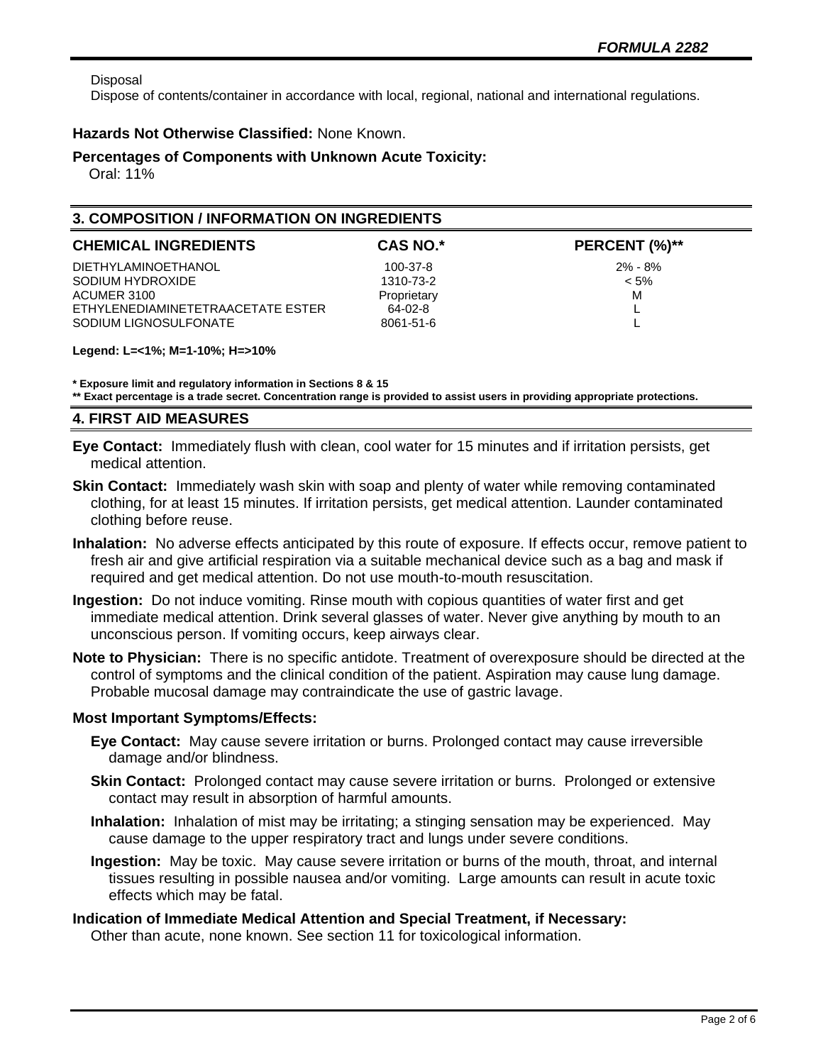Disposal
Dispose of contents/container in accordance with local, regional, national and international regulations.

**Hazards Not Otherwise Classified:** None Known.

**Percentages of Components with Unknown Acute Toxicity:**
Oral: 11%

## 3. COMPOSITION / INFORMATION ON INGREDIENTS

| CHEMICAL INGREDIENTS | CAS NO.* | PERCENT (%)** |
|---|---|---|
| DIETHYLAMINOETHANOL | 100-37-8 | 2% - 8% |
| SODIUM HYDROXIDE | 1310-73-2 | < 5% |
| ACUMER 3100 | Proprietary | M |
| ETHYLENEDIAMINETETRAACETATE ESTER | 64-02-8 | L |
| SODIUM LIGNOSULFONATE | 8061-51-6 | L |

**Legend: L=<1%; M=1-10%; H=>10%**

**\* Exposure limit and regulatory information in Sections 8 & 15**
**\*\* Exact percentage is a trade secret. Concentration range is provided to assist users in providing appropriate protections.**

## 4. FIRST AID MEASURES

**Eye Contact:** Immediately flush with clean, cool water for 15 minutes and if irritation persists, get medical attention.

**Skin Contact:** Immediately wash skin with soap and plenty of water while removing contaminated clothing, for at least 15 minutes. If irritation persists, get medical attention. Launder contaminated clothing before reuse.

**Inhalation:** No adverse effects anticipated by this route of exposure. If effects occur, remove patient to fresh air and give artificial respiration via a suitable mechanical device such as a bag and mask if required and get medical attention. Do not use mouth-to-mouth resuscitation.

**Ingestion:** Do not induce vomiting. Rinse mouth with copious quantities of water first and get immediate medical attention. Drink several glasses of water. Never give anything by mouth to an unconscious person. If vomiting occurs, keep airways clear.

**Note to Physician:** There is no specific antidote. Treatment of overexposure should be directed at the control of symptoms and the clinical condition of the patient. Aspiration may cause lung damage. Probable mucosal damage may contraindicate the use of gastric lavage.

**Most Important Symptoms/Effects:**

**Eye Contact:** May cause severe irritation or burns. Prolonged contact may cause irreversible damage and/or blindness.

**Skin Contact:** Prolonged contact may cause severe irritation or burns. Prolonged or extensive contact may result in absorption of harmful amounts.

**Inhalation:** Inhalation of mist may be irritating; a stinging sensation may be experienced. May cause damage to the upper respiratory tract and lungs under severe conditions.

**Ingestion:** May be toxic. May cause severe irritation or burns of the mouth, throat, and internal tissues resulting in possible nausea and/or vomiting. Large amounts can result in acute toxic effects which may be fatal.

**Indication of Immediate Medical Attention and Special Treatment, if Necessary:**
Other than acute, none known. See section 11 for toxicological information.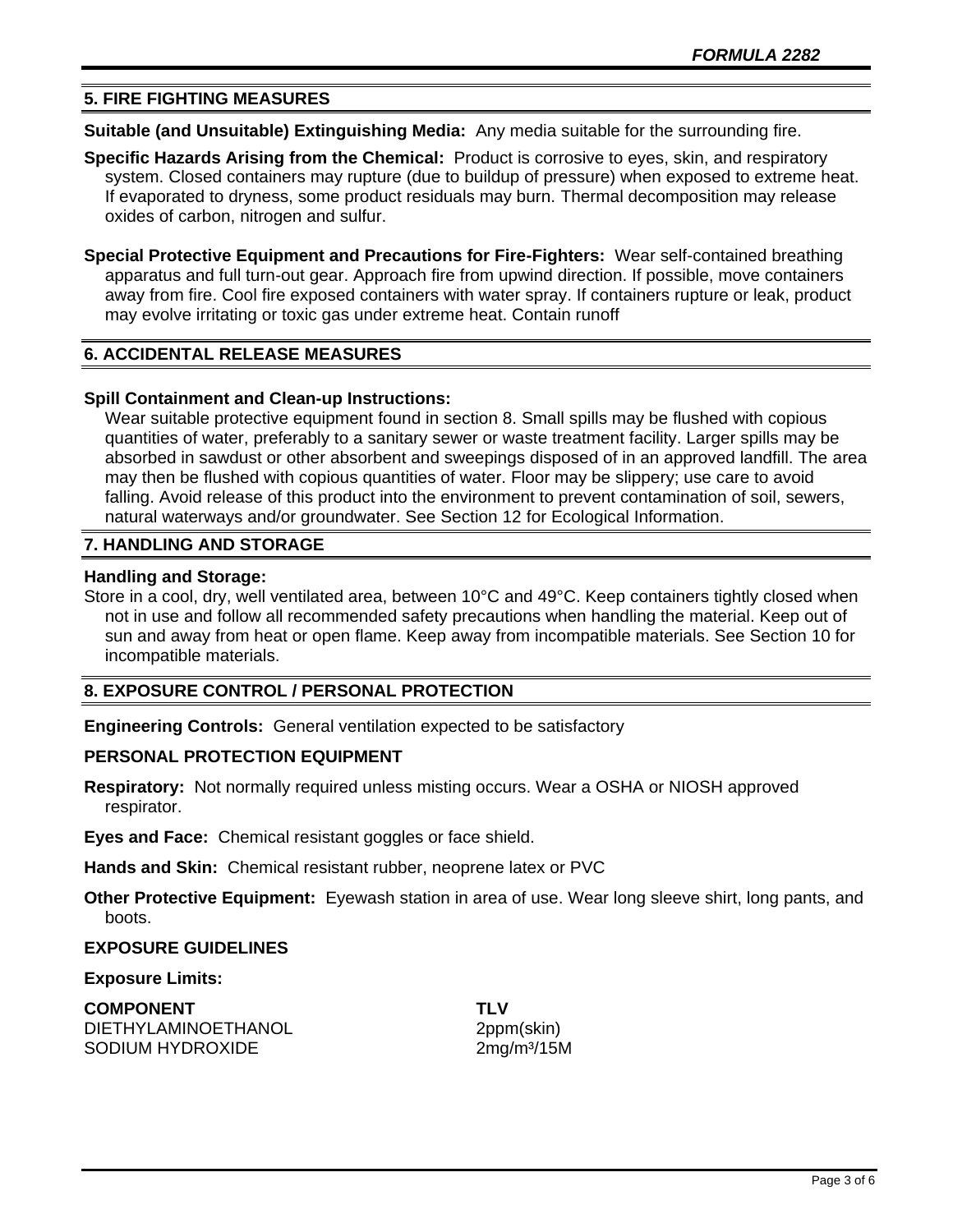## 5. FIRE FIGHTING MEASURES

**Suitable (and Unsuitable) Extinguishing Media:** Any media suitable for the surrounding fire.

**Specific Hazards Arising from the Chemical:** Product is corrosive to eyes, skin, and respiratory system. Closed containers may rupture (due to buildup of pressure) when exposed to extreme heat. If evaporated to dryness, some product residuals may burn. Thermal decomposition may release oxides of carbon, nitrogen and sulfur.

**Special Protective Equipment and Precautions for Fire-Fighters:** Wear self-contained breathing apparatus and full turn-out gear. Approach fire from upwind direction. If possible, move containers away from fire. Cool fire exposed containers with water spray. If containers rupture or leak, product may evolve irritating or toxic gas under extreme heat. Contain runoff

## 6. ACCIDENTAL RELEASE MEASURES

**Spill Containment and Clean-up Instructions:**

Wear suitable protective equipment found in section 8. Small spills may be flushed with copious quantities of water, preferably to a sanitary sewer or waste treatment facility. Larger spills may be absorbed in sawdust or other absorbent and sweepings disposed of in an approved landfill. The area may then be flushed with copious quantities of water. Floor may be slippery; use care to avoid falling. Avoid release of this product into the environment to prevent contamination of soil, sewers, natural waterways and/or groundwater. See Section 12 for Ecological Information.

## 7. HANDLING AND STORAGE

**Handling and Storage:**

Store in a cool, dry, well ventilated area, between 10°C and 49°C. Keep containers tightly closed when not in use and follow all recommended safety precautions when handling the material. Keep out of sun and away from heat or open flame. Keep away from incompatible materials. See Section 10 for incompatible materials.

## 8. EXPOSURE CONTROL / PERSONAL PROTECTION

**Engineering Controls:** General ventilation expected to be satisfactory

**PERSONAL PROTECTION EQUIPMENT**

**Respiratory:** Not normally required unless misting occurs. Wear a OSHA or NIOSH approved respirator.

**Eyes and Face:** Chemical resistant goggles or face shield.

**Hands and Skin:** Chemical resistant rubber, neoprene latex or PVC

**Other Protective Equipment:** Eyewash station in area of use. Wear long sleeve shirt, long pants, and boots.

**EXPOSURE GUIDELINES**

**Exposure Limits:**

| COMPONENT | TLV |
|---|---|
| DIETHYLAMINOETHANOL | 2ppm(skin) |
| SODIUM HYDROXIDE | $2mg/m^3$/15M |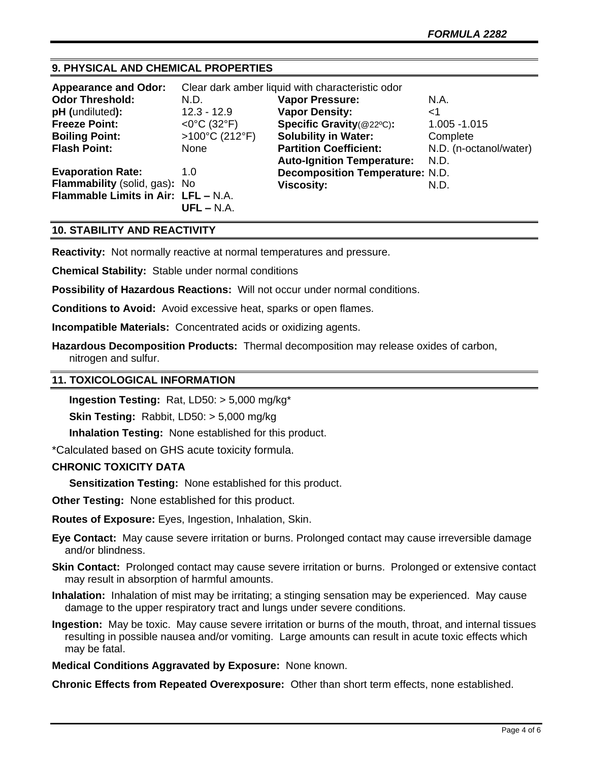## 9. PHYSICAL AND CHEMICAL PROPERTIES

**Appearance and Odor:** Clear dark amber liquid with characteristic odor

| | | | |
|---|---|---|---|
| **Odor Threshold:** | N.D. | **Vapor Pressure:** | N.A. |
| **pH (**undiluted**):** | 12.3 - 12.9 | **Vapor Density:** | <1 |
| **Freeze Point:** | <0°C (32°F) | **Specific Gravity**(@22ºC)**:** | 1.005 -1.015 |
| **Boiling Point:** | >100°C (212°F) | **Solubility in Water:** | Complete |
| **Flash Point:** | None | **Partition Coefficient:** | N.D. (n-octanol/water) |
| | | **Auto-Ignition Temperature:** | N.D. |
| **Evaporation Rate:** | 1.0 | **Decomposition Temperature:** | N.D. |
| **Flammability** (solid, gas)**:** | No | **Viscosity:** | N.D. |
| **Flammable Limits in Air:** | **LFL –** N.A. **UFL –** N.A. | | |

## 10. STABILITY AND REACTIVITY

**Reactivity:** Not normally reactive at normal temperatures and pressure.

**Chemical Stability:** Stable under normal conditions

**Possibility of Hazardous Reactions:** Will not occur under normal conditions.

**Conditions to Avoid:** Avoid excessive heat, sparks or open flames.

**Incompatible Materials:** Concentrated acids or oxidizing agents.

**Hazardous Decomposition Products:** Thermal decomposition may release oxides of carbon, nitrogen and sulfur.

## 11. TOXICOLOGICAL INFORMATION

**Ingestion Testing:** Rat, LD50: > 5,000 mg/kg*

**Skin Testing:** Rabbit, LD50: > 5,000 mg/kg

**Inhalation Testing:** None established for this product.

*Calculated based on GHS acute toxicity formula.

**CHRONIC TOXICITY DATA**

**Sensitization Testing:** None established for this product.

**Other Testing:** None established for this product.

**Routes of Exposure:** Eyes, Ingestion, Inhalation, Skin.

**Eye Contact:** May cause severe irritation or burns. Prolonged contact may cause irreversible damage and/or blindness.

**Skin Contact:** Prolonged contact may cause severe irritation or burns. Prolonged or extensive contact may result in absorption of harmful amounts.

**Inhalation:** Inhalation of mist may be irritating; a stinging sensation may be experienced. May cause damage to the upper respiratory tract and lungs under severe conditions.

**Ingestion:** May be toxic. May cause severe irritation or burns of the mouth, throat, and internal tissues resulting in possible nausea and/or vomiting. Large amounts can result in acute toxic effects which may be fatal.

**Medical Conditions Aggravated by Exposure:** None known.

**Chronic Effects from Repeated Overexposure:** Other than short term effects, none established.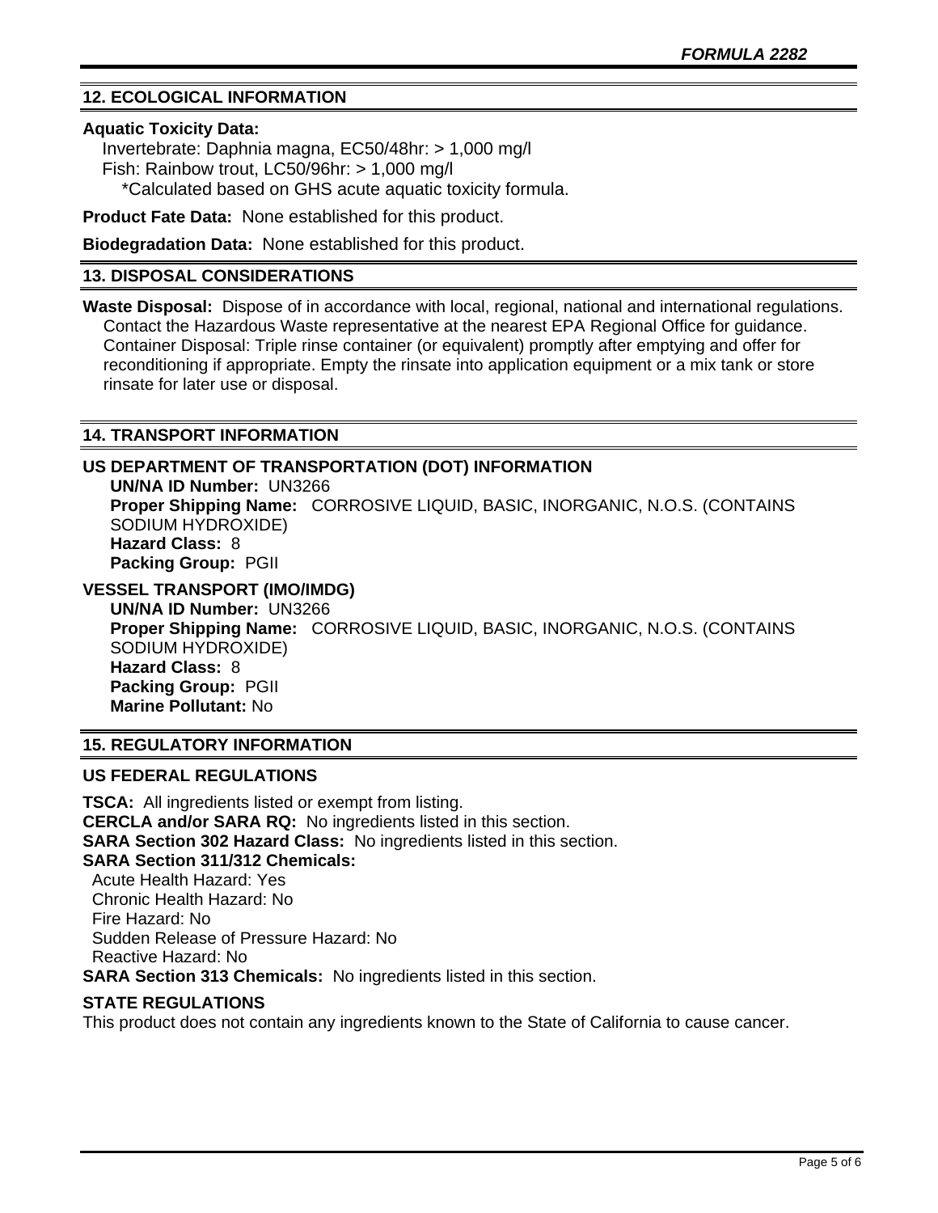## 12. ECOLOGICAL INFORMATION

**Aquatic Toxicity Data:**

Invertebrate: Daphnia magna, EC50/48hr: > 1,000 mg/l
Fish: Rainbow trout, LC50/96hr: > 1,000 mg/l
*Calculated based on GHS acute aquatic toxicity formula.

**Product Fate Data:** None established for this product.

**Biodegradation Data:** None established for this product.

## 13. DISPOSAL CONSIDERATIONS

**Waste Disposal:** Dispose of in accordance with local, regional, national and international regulations. Contact the Hazardous Waste representative at the nearest EPA Regional Office for guidance. Container Disposal: Triple rinse container (or equivalent) promptly after emptying and offer for reconditioning if appropriate. Empty the rinsate into application equipment or a mix tank or store rinsate for later use or disposal.

## 14. TRANSPORT INFORMATION

### US DEPARTMENT OF TRANSPORTATION (DOT) INFORMATION

**UN/NA ID Number:** UN3266
**Proper Shipping Name:** CORROSIVE LIQUID, BASIC, INORGANIC, N.O.S. (CONTAINS SODIUM HYDROXIDE)
**Hazard Class:** 8
**Packing Group:** PGII

### VESSEL TRANSPORT (IMO/IMDG)

**UN/NA ID Number:** UN3266
**Proper Shipping Name:** CORROSIVE LIQUID, BASIC, INORGANIC, N.O.S. (CONTAINS SODIUM HYDROXIDE)
**Hazard Class:** 8
**Packing Group:** PGII
**Marine Pollutant:** No

## 15. REGULATORY INFORMATION

### US FEDERAL REGULATIONS

**TSCA:** All ingredients listed or exempt from listing.
**CERCLA and/or SARA RQ:** No ingredients listed in this section.
**SARA Section 302 Hazard Class:** No ingredients listed in this section.
**SARA Section 311/312 Chemicals:**
Acute Health Hazard: Yes
Chronic Health Hazard: No
Fire Hazard: No
Sudden Release of Pressure Hazard: No
Reactive Hazard: No
**SARA Section 313 Chemicals:** No ingredients listed in this section.

### STATE REGULATIONS

This product does not contain any ingredients known to the State of California to cause cancer.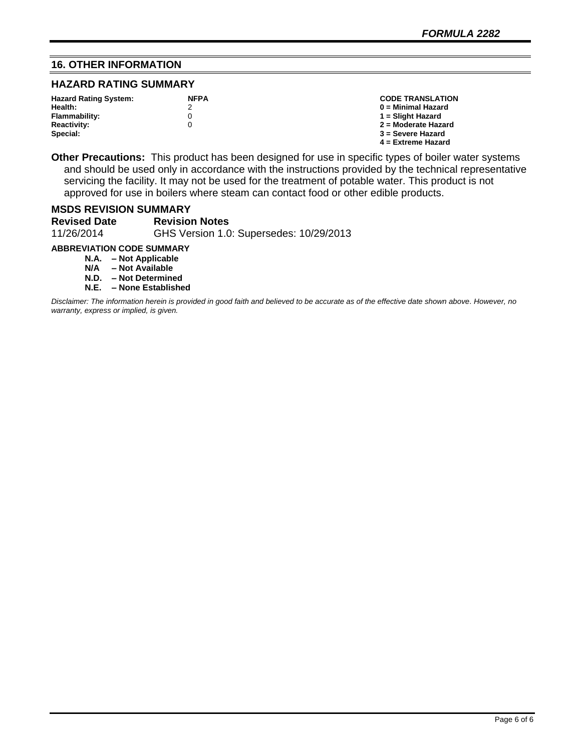## 16. OTHER INFORMATION

### HAZARD RATING SUMMARY

| Hazard Rating System: | NFPA | CODE TRANSLATION |
|---|---|---|
| Health: | 2 | 0 = Minimal Hazard |
| Flammability: | 0 | 1 = Slight Hazard |
| Reactivity: | 0 | 2 = Moderate Hazard |
| Special: | | 3 = Severe Hazard |
| | | 4 = Extreme Hazard |

**Other Precautions:** This product has been designed for use in specific types of boiler water systems and should be used only in accordance with the instructions provided by the technical representative servicing the facility. It may not be used for the treatment of potable water. This product is not approved for use in boilers where steam can contact food or other edible products.

### MSDS REVISION SUMMARY

| Revised Date | Revision Notes |
|---|---|
| 11/26/2014 | GHS Version 1.0: Supersedes: 10/29/2013 |

**ABBREVIATION CODE SUMMARY**

- **N.A. – Not Applicable**
- **N/A – Not Available**
- **N.D. – Not Determined**
- **N.E. – None Established**

*Disclaimer: The information herein is provided in good faith and believed to be accurate as of the effective date shown above. However, no warranty, express or implied, is given.*